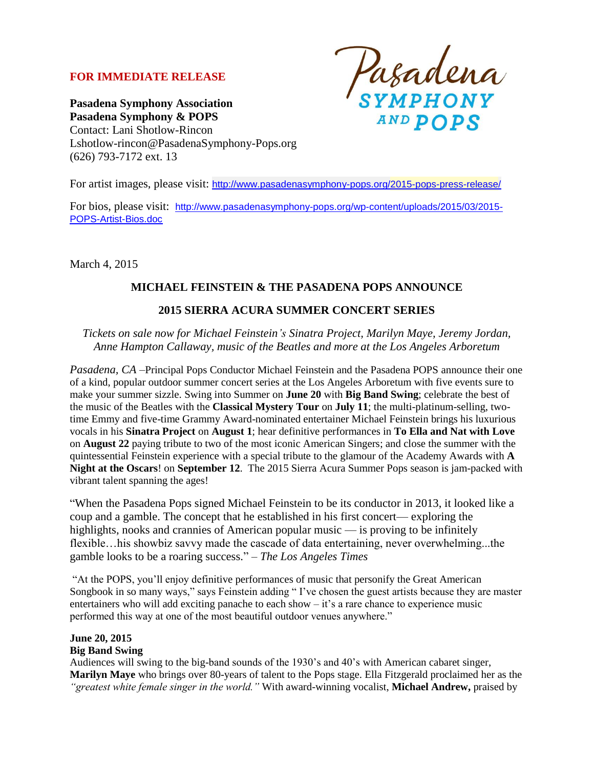**FOR IMMEDIATE RELEASE**

**Pasadena Symphony Association**
**Pasadena Symphony & POPS**
Contact: Lani Shotlow-Rincon
Lshotlow-rincon@PasadenaSymphony-Pops.org
(626) 793-7172 ext. 13

Pasadena SYMPHONY AND POPS

For artist images, please visit: http://www.pasadenasymphony-pops.org/2015-pops-press-release/

For bios, please visit: http://www.pasadenasymphony-pops.org/wp-content/uploads/2015/03/2015-POPS-Artist-Bios.doc

March 4, 2015

## MICHAEL FEINSTEIN & THE PASADENA POPS ANNOUNCE

## 2015 SIERRA ACURA SUMMER CONCERT SERIES

*Tickets on sale now for Michael Feinstein's Sinatra Project, Marilyn Maye, Jeremy Jordan, Anne Hampton Callaway, music of the Beatles and more at the Los Angeles Arboretum*

*Pasadena, CA* –Principal Pops Conductor Michael Feinstein and the Pasadena POPS announce their one of a kind, popular outdoor summer concert series at the Los Angeles Arboretum with five events sure to make your summer sizzle. Swing into Summer on **June 20** with **Big Band Swing**; celebrate the best of the music of the Beatles with the **Classical Mystery Tour** on **July 11**; the multi-platinum-selling, two-time Emmy and five-time Grammy Award-nominated entertainer Michael Feinstein brings his luxurious vocals in his **Sinatra Project** on **August 1**; hear definitive performances in **To Ella and Nat with Love** on **August 22** paying tribute to two of the most iconic American Singers; and close the summer with the quintessential Feinstein experience with a special tribute to the glamour of the Academy Awards with **A Night at the Oscars**! on **September 12**. The 2015 Sierra Acura Summer Pops season is jam-packed with vibrant talent spanning the ages!

"When the Pasadena Pops signed Michael Feinstein to be its conductor in 2013, it looked like a coup and a gamble. The concept that he established in his first concert— exploring the highlights, nooks and crannies of American popular music — is proving to be infinitely flexible…his showbiz savvy made the cascade of data entertaining, never overwhelming...the gamble looks to be a roaring success." – *The Los Angeles Times*

"At the POPS, you'll enjoy definitive performances of music that personify the Great American Songbook in so many ways," says Feinstein adding " I've chosen the guest artists because they are master entertainers who will add exciting panache to each show – it's a rare chance to experience music performed this way at one of the most beautiful outdoor venues anywhere."

**June 20, 2015**
**Big Band Swing**
Audiences will swing to the big-band sounds of the 1930's and 40's with American cabaret singer, **Marilyn Maye** who brings over 80-years of talent to the Pops stage. Ella Fitzgerald proclaimed her as the *"greatest white female singer in the world."* With award-winning vocalist, **Michael Andrew,** praised by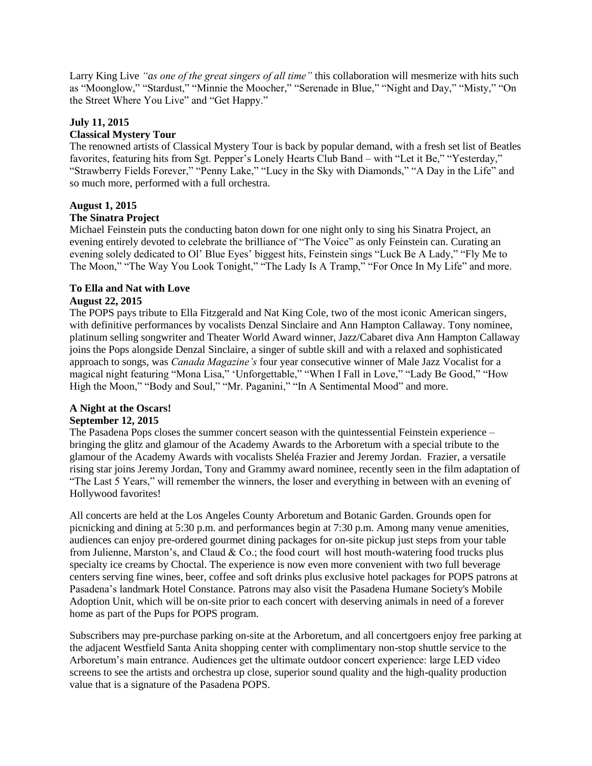Larry King Live *"as one of the great singers of all time"* this collaboration will mesmerize with hits such as "Moonglow," "Stardust," "Minnie the Moocher," "Serenade in Blue," "Night and Day," "Misty," "On the Street Where You Live" and "Get Happy."

**July 11, 2015**
**Classical Mystery Tour**
The renowned artists of Classical Mystery Tour is back by popular demand, with a fresh set list of Beatles favorites, featuring hits from Sgt. Pepper's Lonely Hearts Club Band – with "Let it Be," "Yesterday," "Strawberry Fields Forever," "Penny Lake," "Lucy in the Sky with Diamonds," "A Day in the Life" and so much more, performed with a full orchestra.

**August 1, 2015**
**The Sinatra Project**
Michael Feinstein puts the conducting baton down for one night only to sing his Sinatra Project, an evening entirely devoted to celebrate the brilliance of "The Voice" as only Feinstein can. Curating an evening solely dedicated to Ol' Blue Eyes' biggest hits, Feinstein sings "Luck Be A Lady," "Fly Me to The Moon," "The Way You Look Tonight," "The Lady Is A Tramp," "For Once In My Life" and more.

**To Ella and Nat with Love**
**August 22, 2015**
The POPS pays tribute to Ella Fitzgerald and Nat King Cole, two of the most iconic American singers, with definitive performances by vocalists Denzal Sinclaire and Ann Hampton Callaway. Tony nominee, platinum selling songwriter and Theater World Award winner, Jazz/Cabaret diva Ann Hampton Callaway joins the Pops alongside Denzal Sinclaire, a singer of subtle skill and with a relaxed and sophisticated approach to songs, was *Canada Magazine's* four year consecutive winner of Male Jazz Vocalist for a magical night featuring "Mona Lisa," 'Unforgettable," "When I Fall in Love," "Lady Be Good," "How High the Moon," "Body and Soul," "Mr. Paganini," "In A Sentimental Mood" and more.

**A Night at the Oscars!**
**September 12, 2015**
The Pasadena Pops closes the summer concert season with the quintessential Feinstein experience – bringing the glitz and glamour of the Academy Awards to the Arboretum with a special tribute to the glamour of the Academy Awards with vocalists Sheléa Frazier and Jeremy Jordan. Frazier, a versatile rising star joins Jeremy Jordan, Tony and Grammy award nominee, recently seen in the film adaptation of "The Last 5 Years," will remember the winners, the loser and everything in between with an evening of Hollywood favorites!

All concerts are held at the Los Angeles County Arboretum and Botanic Garden. Grounds open for picnicking and dining at 5:30 p.m. and performances begin at 7:30 p.m. Among many venue amenities, audiences can enjoy pre-ordered gourmet dining packages for on-site pickup just steps from your table from Julienne, Marston's, and Claud & Co.; the food court will host mouth-watering food trucks plus specialty ice creams by Choctal. The experience is now even more convenient with two full beverage centers serving fine wines, beer, coffee and soft drinks plus exclusive hotel packages for POPS patrons at Pasadena's landmark Hotel Constance. Patrons may also visit the Pasadena Humane Society's Mobile Adoption Unit, which will be on-site prior to each concert with deserving animals in need of a forever home as part of the Pups for POPS program.

Subscribers may pre-purchase parking on-site at the Arboretum, and all concertgoers enjoy free parking at the adjacent Westfield Santa Anita shopping center with complimentary non-stop shuttle service to the Arboretum's main entrance. Audiences get the ultimate outdoor concert experience: large LED video screens to see the artists and orchestra up close, superior sound quality and the high-quality production value that is a signature of the Pasadena POPS.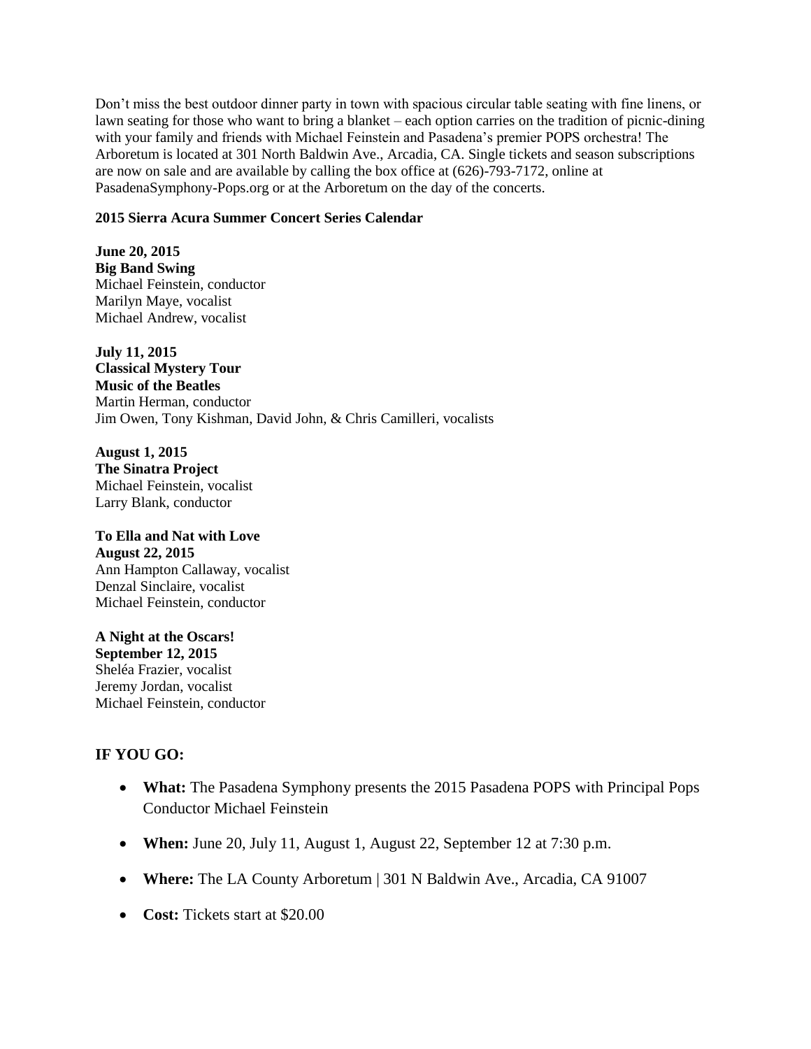Don't miss the best outdoor dinner party in town with spacious circular table seating with fine linens, or lawn seating for those who want to bring a blanket – each option carries on the tradition of picnic-dining with your family and friends with Michael Feinstein and Pasadena's premier POPS orchestra! The Arboretum is located at 301 North Baldwin Ave., Arcadia, CA. Single tickets and season subscriptions are now on sale and are available by calling the box office at (626)-793-7172, online at PasadenaSymphony-Pops.org or at the Arboretum on the day of the concerts.

**2015 Sierra Acura Summer Concert Series Calendar**

**June 20, 2015**
**Big Band Swing**
Michael Feinstein, conductor
Marilyn Maye, vocalist
Michael Andrew, vocalist

**July 11, 2015**
**Classical Mystery Tour**
**Music of the Beatles**
Martin Herman, conductor
Jim Owen, Tony Kishman, David John, & Chris Camilleri, vocalists

**August 1, 2015**
**The Sinatra Project**
Michael Feinstein, vocalist
Larry Blank, conductor

**To Ella and Nat with Love**
**August 22, 2015**
Ann Hampton Callaway, vocalist
Denzal Sinclaire, vocalist
Michael Feinstein, conductor

**A Night at the Oscars!**
**September 12, 2015**
Sheléa Frazier, vocalist
Jeremy Jordan, vocalist
Michael Feinstein, conductor

## IF YOU GO:

- **What:** The Pasadena Symphony presents the 2015 Pasadena POPS with Principal Pops Conductor Michael Feinstein
- **When:** June 20, July 11, August 1, August 22, September 12 at 7:30 p.m.
- **Where:** The LA County Arboretum | 301 N Baldwin Ave., Arcadia, CA 91007
- **Cost:** Tickets start at $20.00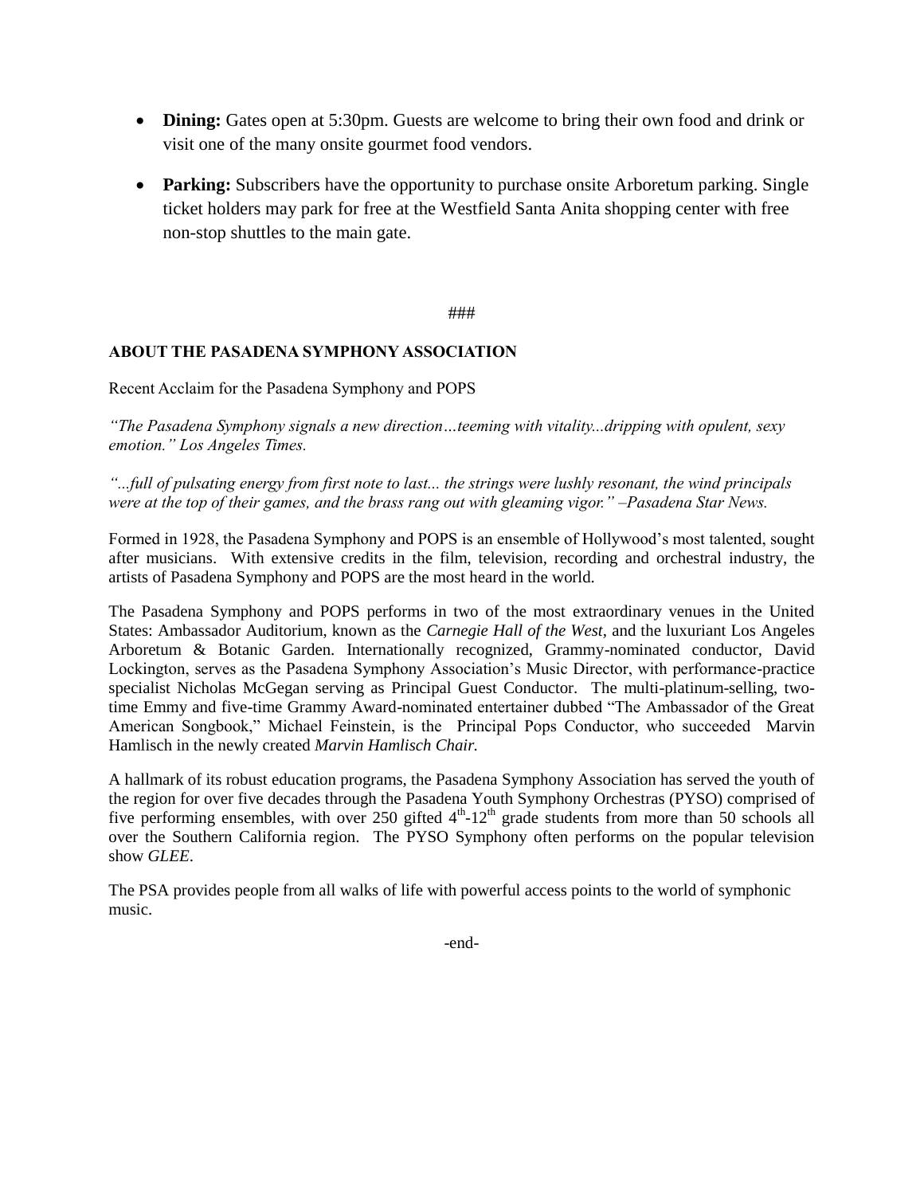- **Dining:** Gates open at 5:30pm. Guests are welcome to bring their own food and drink or visit one of the many onsite gourmet food vendors.

- **Parking:** Subscribers have the opportunity to purchase onsite Arboretum parking. Single ticket holders may park for free at the Westfield Santa Anita shopping center with free non-stop shuttles to the main gate.

###

**ABOUT THE PASADENA SYMPHONY ASSOCIATION**

Recent Acclaim for the Pasadena Symphony and POPS

*"The Pasadena Symphony signals a new direction…teeming with vitality...dripping with opulent, sexy emotion." Los Angeles Times.*

*"...full of pulsating energy from first note to last... the strings were lushly resonant, the wind principals were at the top of their games, and the brass rang out with gleaming vigor." –Pasadena Star News.*

Formed in 1928, the Pasadena Symphony and POPS is an ensemble of Hollywood's most talented, sought after musicians. With extensive credits in the film, television, recording and orchestral industry, the artists of Pasadena Symphony and POPS are the most heard in the world.

The Pasadena Symphony and POPS performs in two of the most extraordinary venues in the United States: Ambassador Auditorium, known as the *Carnegie Hall of the West,* and the luxuriant Los Angeles Arboretum & Botanic Garden. Internationally recognized, Grammy-nominated conductor, David Lockington, serves as the Pasadena Symphony Association's Music Director, with performance-practice specialist Nicholas McGegan serving as Principal Guest Conductor. The multi-platinum-selling, two-time Emmy and five-time Grammy Award-nominated entertainer dubbed "The Ambassador of the Great American Songbook," Michael Feinstein, is the Principal Pops Conductor, who succeeded Marvin Hamlisch in the newly created *Marvin Hamlisch Chair.*

A hallmark of its robust education programs, the Pasadena Symphony Association has served the youth of the region for over five decades through the Pasadena Youth Symphony Orchestras (PYSO) comprised of five performing ensembles, with over 250 gifted 4th-12th grade students from more than 50 schools all over the Southern California region. The PYSO Symphony often performs on the popular television show *GLEE*.

The PSA provides people from all walks of life with powerful access points to the world of symphonic music.

-end-